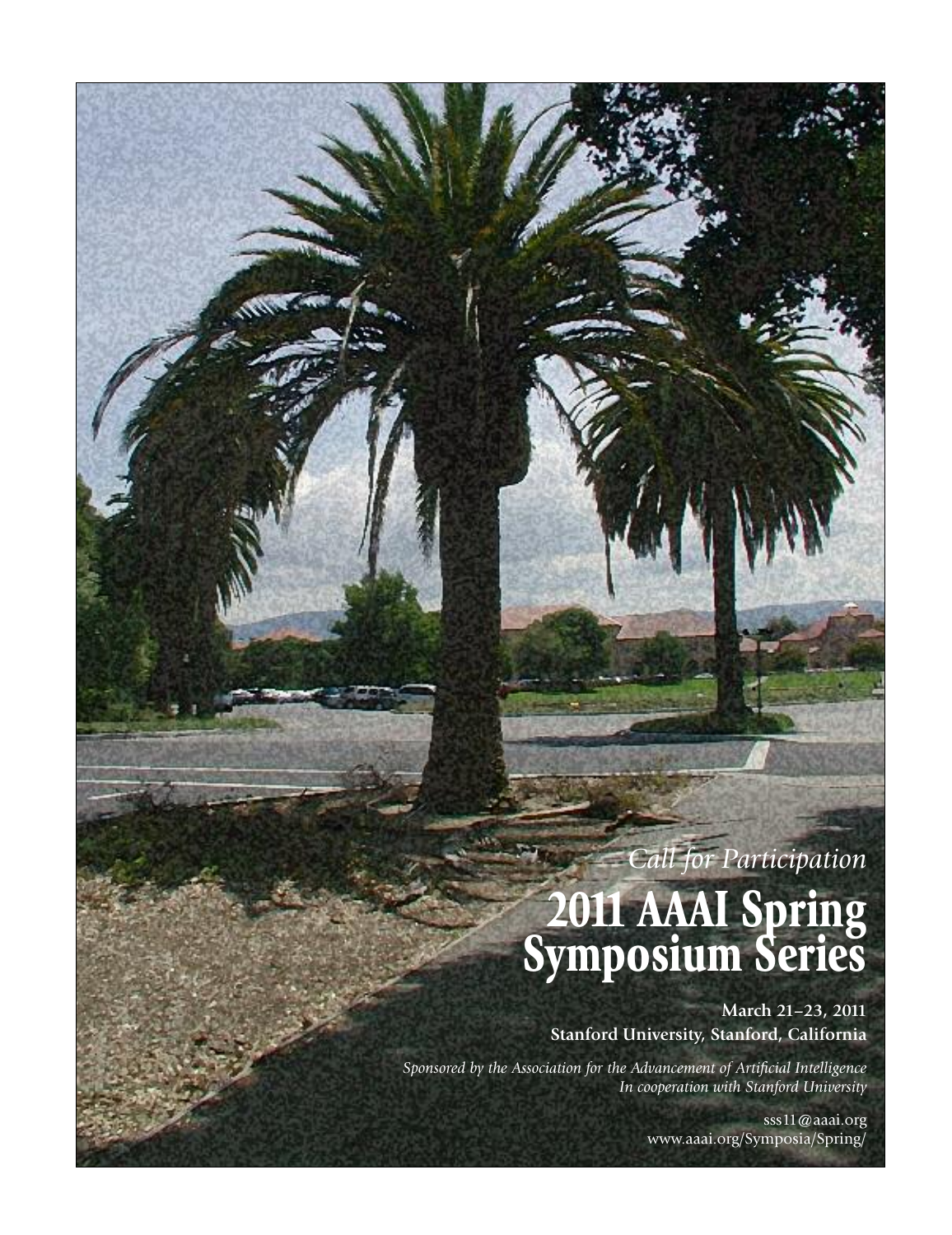*Call for Participation*

# 2011 AAAI Spring Symposium Series

**March 21–23, 2011**
**Stanford University, Stanford, California**

*Sponsored by the Association for the Advancement of Artificial Intelligence*
*In cooperation with Stanford University*

sss11@aaai.org
www.aaai.org/Symposia/Spring/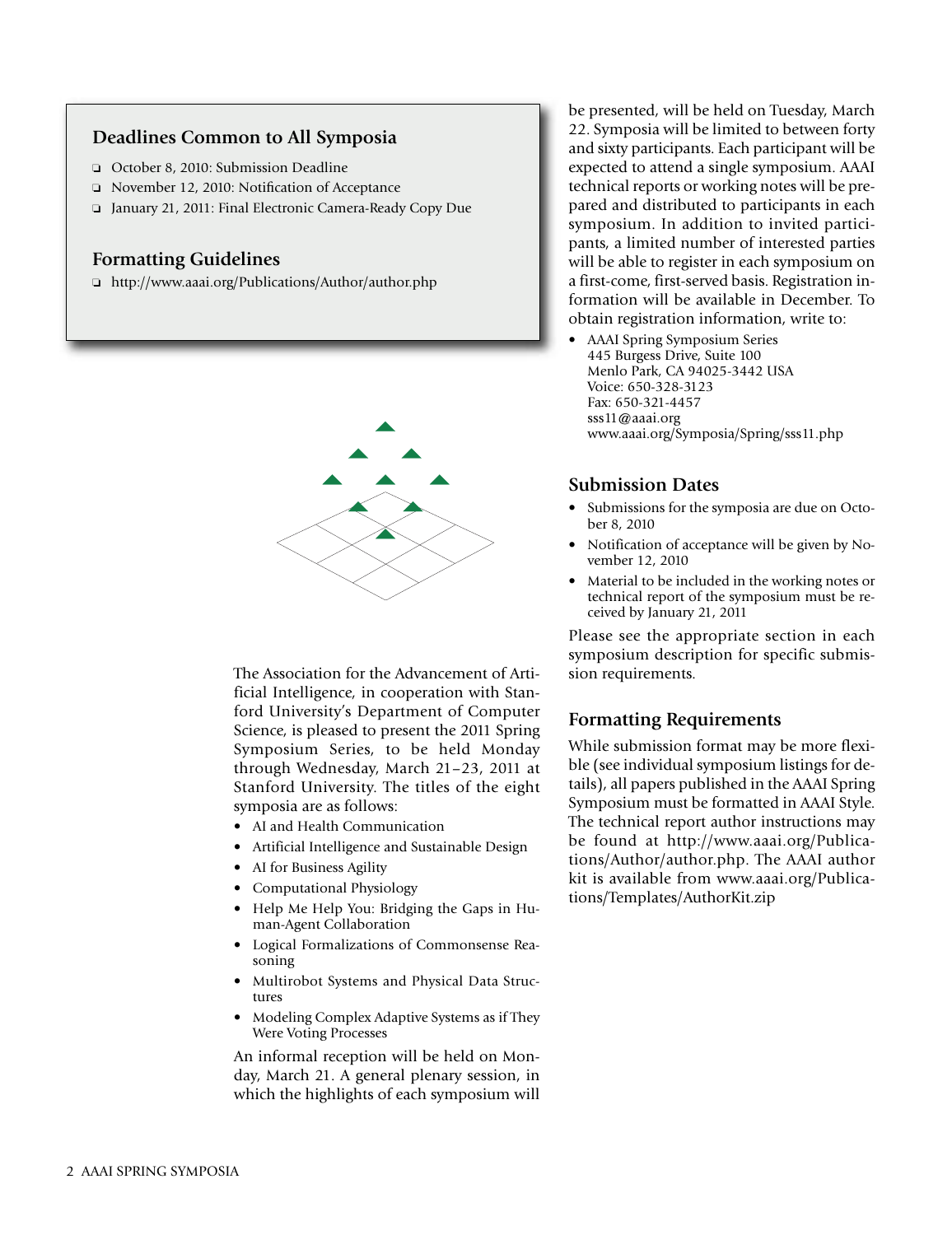## Deadlines Common to All Symposia

- October 8, 2010: Submission Deadline
- November 12, 2010: Notification of Acceptance
- January 21, 2011: Final Electronic Camera-Ready Copy Due

## Formatting Guidelines

- http://www.aaai.org/Publications/Author/author.php

The Association for the Advancement of Artificial Intelligence, in cooperation with Stanford University's Department of Computer Science, is pleased to present the 2011 Spring Symposium Series, to be held Monday through Wednesday, March 21–23, 2011 at Stanford University. The titles of the eight symposia are as follows:

- AI and Health Communication
- Artificial Intelligence and Sustainable Design
- AI for Business Agility
- Computational Physiology
- Help Me Help You: Bridging the Gaps in Human-Agent Collaboration
- Logical Formalizations of Commonsense Reasoning
- Multirobot Systems and Physical Data Structures
- Modeling Complex Adaptive Systems as if They Were Voting Processes

An informal reception will be held on Monday, March 21. A general plenary session, in which the highlights of each symposium will be presented, will be held on Tuesday, March 22. Symposia will be limited to between forty and sixty participants. Each participant will be expected to attend a single symposium. AAAI technical reports or working notes will be prepared and distributed to participants in each symposium. In addition to invited participants, a limited number of interested parties will be able to register in each symposium on a first-come, first-served basis. Registration information will be available in December. To obtain registration information, write to:

- AAAI Spring Symposium Series
  445 Burgess Drive, Suite 100
  Menlo Park, CA 94025-3442 USA
  Voice: 650-328-3123
  Fax: 650-321-4457
  sss11@aaai.org
  www.aaai.org/Symposia/Spring/sss11.php

## Submission Dates

- Submissions for the symposia are due on October 8, 2010
- Notification of acceptance will be given by November 12, 2010
- Material to be included in the working notes or technical report of the symposium must be received by January 21, 2011

Please see the appropriate section in each symposium description for specific submission requirements.

## Formatting Requirements

While submission format may be more flexible (see individual symposium listings for details), all papers published in the AAAI Spring Symposium must be formatted in AAAI Style. The technical report author instructions may be found at http://www.aaai.org/Publications/Author/author.php. The AAAI author kit is available from www.aaai.org/Publications/Templates/AuthorKit.zip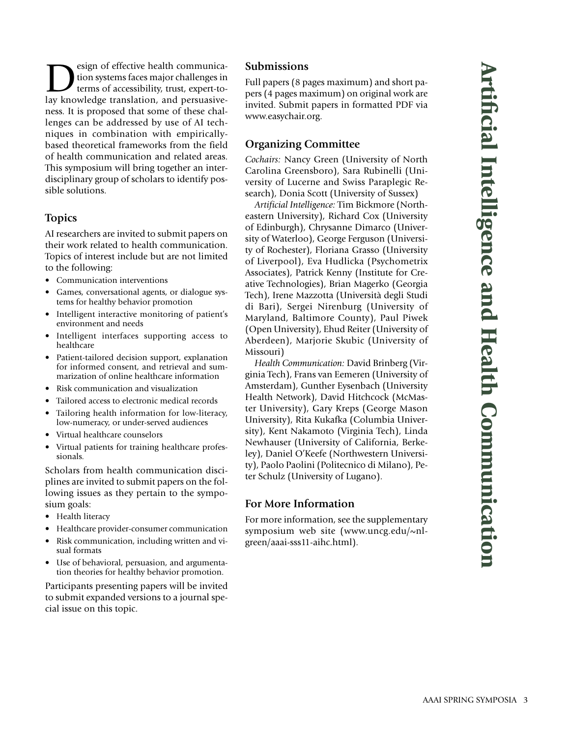# Artificial Intelligence and Health Communication

Design of effective health communication systems faces major challenges in terms of accessibility, trust, expert-to-lay knowledge translation, and persuasiveness. It is proposed that some of these challenges can be addressed by use of AI techniques in combination with empirically-based theoretical frameworks from the field of health communication and related areas. This symposium will bring together an interdisciplinary group of scholars to identify possible solutions.

## Topics

AI researchers are invited to submit papers on their work related to health communication. Topics of interest include but are not limited to the following:

- Communication interventions
- Games, conversational agents, or dialogue systems for healthy behavior promotion
- Intelligent interactive monitoring of patient's environment and needs
- Intelligent interfaces supporting access to healthcare
- Patient-tailored decision support, explanation for informed consent, and retrieval and summarization of online healthcare information
- Risk communication and visualization
- Tailored access to electronic medical records
- Tailoring health information for low-literacy, low-numeracy, or under-served audiences
- Virtual healthcare counselors
- Virtual patients for training healthcare professionals.

Scholars from health communication disciplines are invited to submit papers on the following issues as they pertain to the symposium goals:

- Health literacy
- Healthcare provider-consumer communication
- Risk communication, including written and visual formats
- Use of behavioral, persuasion, and argumentation theories for healthy behavior promotion.

Participants presenting papers will be invited to submit expanded versions to a journal special issue on this topic.

## Submissions

Full papers (8 pages maximum) and short papers (4 pages maximum) on original work are invited. Submit papers in formatted PDF via www.easychair.org.

## Organizing Committee

*Cochairs:* Nancy Green (University of North Carolina Greensboro), Sara Rubinelli (University of Lucerne and Swiss Paraplegic Research), Donia Scott (University of Sussex)

*Artificial Intelligence:* Tim Bickmore (Northeastern University), Richard Cox (University of Edinburgh), Chrysanne Dimarco (University of Waterloo), George Ferguson (University of Rochester), Floriana Grasso (University of Liverpool), Eva Hudlicka (Psychometrix Associates), Patrick Kenny (Institute for Creative Technologies), Brian Magerko (Georgia Tech), Irene Mazzotta (Università degli Studi di Bari), Sergei Nirenburg (University of Maryland, Baltimore County), Paul Piwek (Open University), Ehud Reiter (University of Aberdeen), Marjorie Skubic (University of Missouri)

*Health Communication:* David Brinberg (Virginia Tech), Frans van Eemeren (University of Amsterdam), Gunther Eysenbach (University Health Network), David Hitchcock (McMaster University), Gary Kreps (George Mason University), Rita Kukafka (Columbia University), Kent Nakamoto (Virginia Tech), Linda Newhauser (University of California, Berkeley), Daniel O'Keefe (Northwestern University), Paolo Paolini (Politecnico di Milano), Peter Schulz (University of Lugano).

## For More Information

For more information, see the supplementary symposium web site (www.uncg.edu/~nlgreen/aaai-sss11-aihc.html).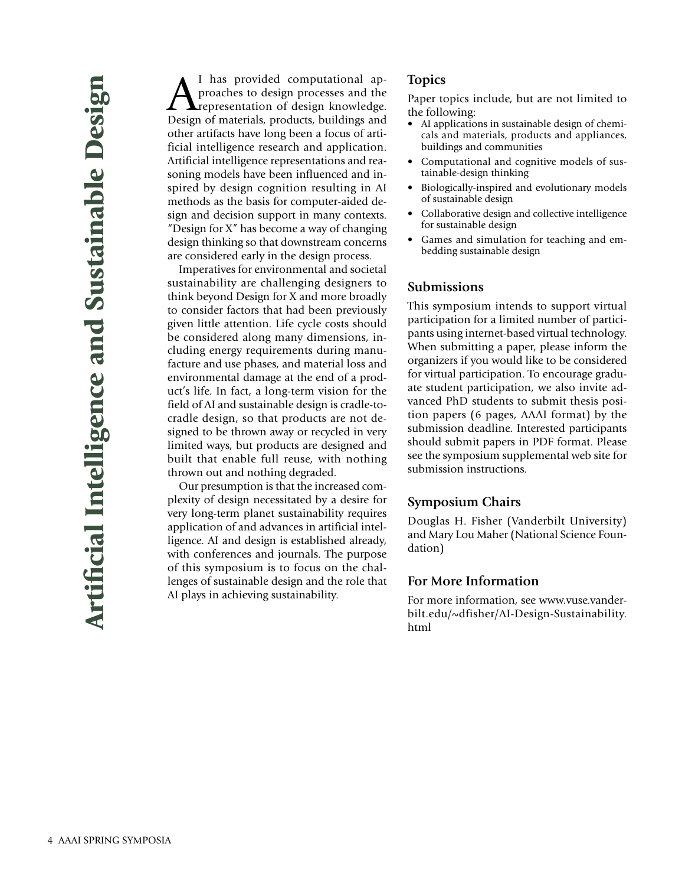# Artificial Intelligence and Sustainable Design

AI has provided computational approaches to design processes and the representation of design knowledge. Design of materials, products, buildings and other artifacts have long been a focus of artificial intelligence research and application. Artificial intelligence representations and reasoning models have been influenced and inspired by design cognition resulting in AI methods as the basis for computer-aided design and decision support in many contexts. "Design for X" has become a way of changing design thinking so that downstream concerns are considered early in the design process.

Imperatives for environmental and societal sustainability are challenging designers to think beyond Design for X and more broadly to consider factors that had been previously given little attention. Life cycle costs should be considered along many dimensions, including energy requirements during manufacture and use phases, and material loss and environmental damage at the end of a product's life. In fact, a long-term vision for the field of AI and sustainable design is cradle-to-cradle design, so that products are not designed to be thrown away or recycled in very limited ways, but products are designed and built that enable full reuse, with nothing thrown out and nothing degraded.

Our presumption is that the increased complexity of design necessitated by a desire for very long-term planet sustainability requires application of and advances in artificial intelligence. AI and design is established already, with conferences and journals. The purpose of this symposium is to focus on the challenges of sustainable design and the role that AI plays in achieving sustainability.

## Topics

Paper topics include, but are not limited to the following:

- AI applications in sustainable design of chemicals and materials, products and appliances, buildings and communities
- Computational and cognitive models of sustainable-design thinking
- Biologically-inspired and evolutionary models of sustainable design
- Collaborative design and collective intelligence for sustainable design
- Games and simulation for teaching and embedding sustainable design

## Submissions

This symposium intends to support virtual participation for a limited number of participants using internet-based virtual technology. When submitting a paper, please inform the organizers if you would like to be considered for virtual participation. To encourage graduate student participation, we also invite advanced PhD students to submit thesis position papers (6 pages, AAAI format) by the submission deadline. Interested participants should submit papers in PDF format. Please see the symposium supplemental web site for submission instructions.

## Symposium Chairs

Douglas H. Fisher (Vanderbilt University) and Mary Lou Maher (National Science Foundation)

## For More Information

For more information, see www.vuse.vanderbilt.edu/~dfisher/AI-Design-Sustainability.html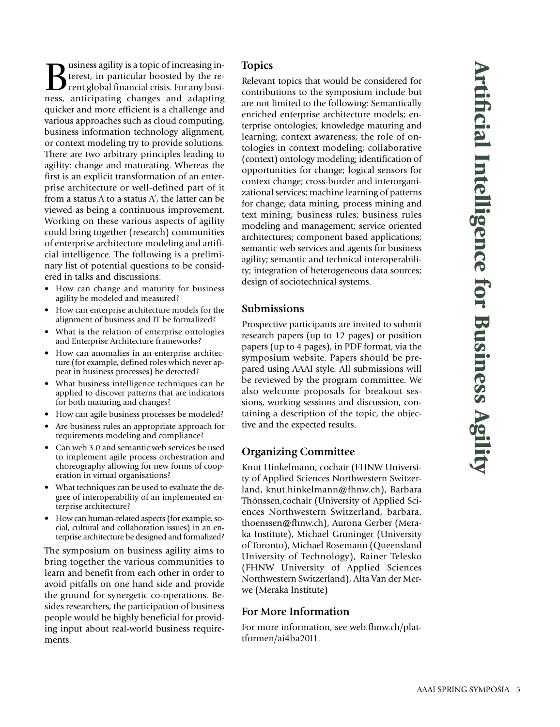# Artificial Intelligence for Business Agility

Business agility is a topic of increasing interest, in particular boosted by the recent global financial crisis. For any business, anticipating changes and adapting quicker and more efficient is a challenge and various approaches such as cloud computing, business information technology alignment, or context modeling try to provide solutions. There are two arbitrary principles leading to agility: change and maturating. Whereas the first is an explicit transformation of an enterprise architecture or well-defined part of it from a status A to a status A′, the latter can be viewed as being a continuous improvement. Working on these various aspects of agility could bring together (research) communities of enterprise architecture modeling and artificial intelligence. The following is a preliminary list of potential questions to be considered in talks and discussions:

- How can change and maturity for business agility be modeled and measured?
- How can enterprise architecture models for the alignment of business and IT be formalized?
- What is the relation of enterprise ontologies and Enterprise Architecture frameworks?
- How can anomalies in an enterprise architecture (for example, defined roles which never appear in business processes) be detected?
- What business intelligence techniques can be applied to discover patterns that are indicators for both maturing and changes?
- How can agile business processes be modeled?
- Are business rules an appropriate approach for requirements modeling and compliance?
- Can web 3.0 and semantic web services be used to implement agile process orchestration and choreography allowing for new forms of cooperation in virtual organisations?
- What techniques can be used to evaluate the degree of interoperability of an implemented enterprise architecture?
- How can human-related aspects (for example, social, cultural and collaboration issues) in an enterprise architecture be designed and formalized?

The symposium on business agility aims to bring together the various communities to learn and benefit from each other in order to avoid pitfalls on one hand side and provide the ground for synergetic co-operations. Besides researchers, the participation of business people would be highly beneficial for providing input about real-world business requirements.

## Topics

Relevant topics that would be considered for contributions to the symposium include but are not limited to the following: Semantically enriched enterprise architecture models; enterprise ontologies; knowledge maturing and learning; context awareness; the role of ontologies in context modeling; collaborative (context) ontology modeling; identification of opportunities for change; logical sensors for context change; cross-border and interorganizational services; machine learning of patterns for change; data mining, process mining and text mining; business rules; business rules modeling and management; service oriented architectures; component based applications; semantic web services and agents for business agility; semantic and technical interoperability; integration of heterogeneous data sources; design of sociotechnical systems.

## Submissions

Prospective participants are invited to submit research papers (up to 12 pages) or position papers (up to 4 pages), in PDF format, via the symposium website. Papers should be prepared using AAAI style. All submissions will be reviewed by the program committee. We also welcome proposals for breakout sessions, working sessions and discussion, containing a description of the topic, the objective and the expected results.

## Organizing Committee

Knut Hinkelmann, cochair (FHNW University of Applied Sciences Northwestern Switzerland, knut.hinkelmann@fhnw.ch), Barbara Thönssen,cochair (University of Applied Sciences Northwestern Switzerland, barbara.thoenssen@fhnw.ch), Aurona Gerber (Meraka Institute), Michael Gruninger (University of Toronto), Michael Rosemann (Queensland University of Technology), Rainer Telesko (FHNW University of Applied Sciences Northwestern Switzerland), Alta Van der Merwe (Meraka Institute)

## For More Information

For more information, see web.fhnw.ch/plattformen/ai4ba2011.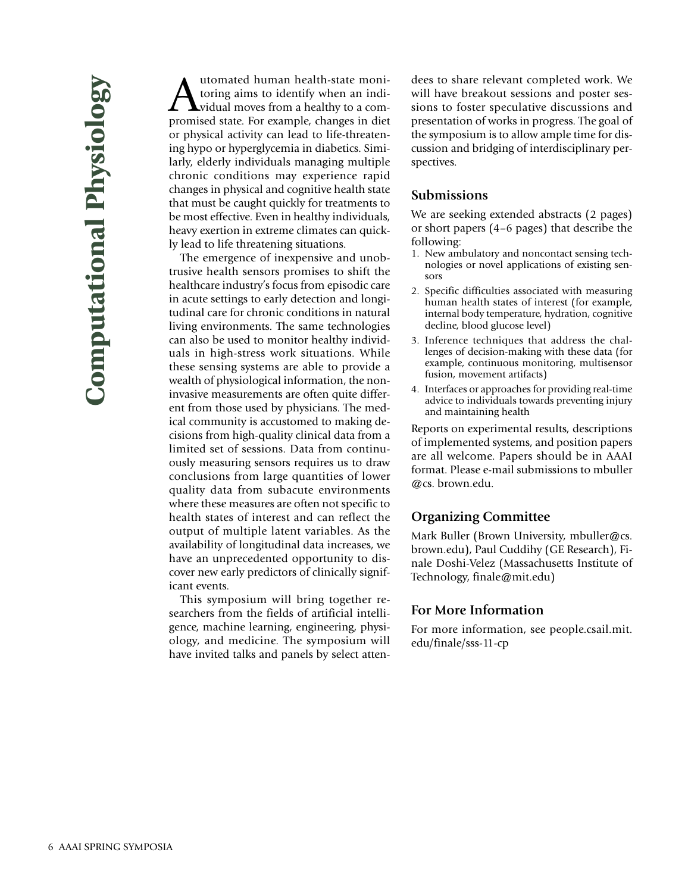# Computational Physiology

Automated human health-state monitoring aims to identify when an individual moves from a healthy to a compromised state. For example, changes in diet or physical activity can lead to life-threatening hypo or hyperglycemia in diabetics. Similarly, elderly individuals managing multiple chronic conditions may experience rapid changes in physical and cognitive health state that must be caught quickly for treatments to be most effective. Even in healthy individuals, heavy exertion in extreme climates can quickly lead to life threatening situations.

The emergence of inexpensive and unobtrusive health sensors promises to shift the healthcare industry's focus from episodic care in acute settings to early detection and longitudinal care for chronic conditions in natural living environments. The same technologies can also be used to monitor healthy individuals in high-stress work situations. While these sensing systems are able to provide a wealth of physiological information, the noninvasive measurements are often quite different from those used by physicians. The medical community is accustomed to making decisions from high-quality clinical data from a limited set of sessions. Data from continuously measuring sensors requires us to draw conclusions from large quantities of lower quality data from subacute environments where these measures are often not specific to health states of interest and can reflect the output of multiple latent variables. As the availability of longitudinal data increases, we have an unprecedented opportunity to discover new early predictors of clinically significant events.

This symposium will bring together researchers from the fields of artificial intelligence, machine learning, engineering, physiology, and medicine. The symposium will have invited talks and panels by select attendees to share relevant completed work. We will have breakout sessions and poster sessions to foster speculative discussions and presentation of works in progress. The goal of the symposium is to allow ample time for discussion and bridging of interdisciplinary perspectives.

## Submissions

We are seeking extended abstracts (2 pages) or short papers (4–6 pages) that describe the following:

1. New ambulatory and noncontact sensing technologies or novel applications of existing sensors
2. Specific difficulties associated with measuring human health states of interest (for example, internal body temperature, hydration, cognitive decline, blood glucose level)
3. Inference techniques that address the challenges of decision-making with these data (for example, continuous monitoring, multisensor fusion, movement artifacts)
4. Interfaces or approaches for providing real-time advice to individuals towards preventing injury and maintaining health

Reports on experimental results, descriptions of implemented systems, and position papers are all welcome. Papers should be in AAAI format. Please e-mail submissions to mbuller@cs.brown.edu.

## Organizing Committee

Mark Buller (Brown University, mbuller@cs.brown.edu), Paul Cuddihy (GE Research), Finale Doshi-Velez (Massachusetts Institute of Technology, finale@mit.edu)

## For More Information

For more information, see people.csail.mit.edu/finale/sss-11-cp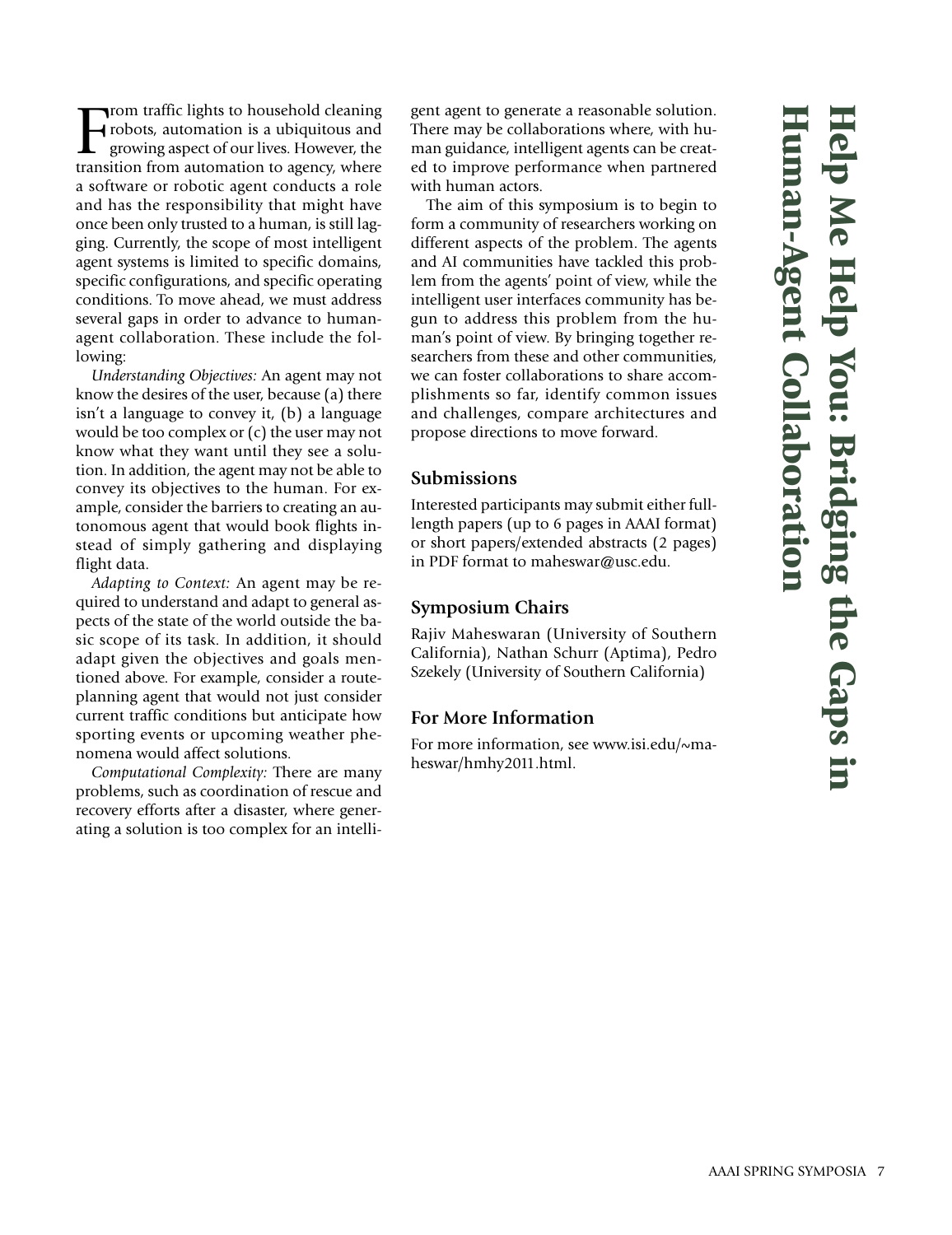# Help Me Help You: Bridging the Gaps in Human-Agent Collaboration

From traffic lights to household cleaning robots, automation is a ubiquitous and growing aspect of our lives. However, the transition from automation to agency, where a software or robotic agent conducts a role and has the responsibility that might have once been only trusted to a human, is still lagging. Currently, the scope of most intelligent agent systems is limited to specific domains, specific configurations, and specific operating conditions. To move ahead, we must address several gaps in order to advance to human-agent collaboration. These include the following:

*Understanding Objectives:* An agent may not know the desires of the user, because (a) there isn't a language to convey it, (b) a language would be too complex or (c) the user may not know what they want until they see a solution. In addition, the agent may not be able to convey its objectives to the human. For example, consider the barriers to creating an autonomous agent that would book flights instead of simply gathering and displaying flight data.

*Adapting to Context:* An agent may be required to understand and adapt to general aspects of the state of the world outside the basic scope of its task. In addition, it should adapt given the objectives and goals mentioned above. For example, consider a route-planning agent that would not just consider current traffic conditions but anticipate how sporting events or upcoming weather phenomena would affect solutions.

*Computational Complexity:* There are many problems, such as coordination of rescue and recovery efforts after a disaster, where generating a solution is too complex for an intelligent agent to generate a reasonable solution. There may be collaborations where, with human guidance, intelligent agents can be created to improve performance when partnered with human actors.

The aim of this symposium is to begin to form a community of researchers working on different aspects of the problem. The agents and AI communities have tackled this problem from the agents' point of view, while the intelligent user interfaces community has begun to address this problem from the human's point of view. By bringing together researchers from these and other communities, we can foster collaborations to share accomplishments so far, identify common issues and challenges, compare architectures and propose directions to move forward.

## Submissions

Interested participants may submit either full-length papers (up to 6 pages in AAAI format) or short papers/extended abstracts (2 pages) in PDF format to maheswar@usc.edu.

## Symposium Chairs

Rajiv Maheswaran (University of Southern California), Nathan Schurr (Aptima), Pedro Szekely (University of Southern California)

## For More Information

For more information, see www.isi.edu/~maheswar/hmhy2011.html.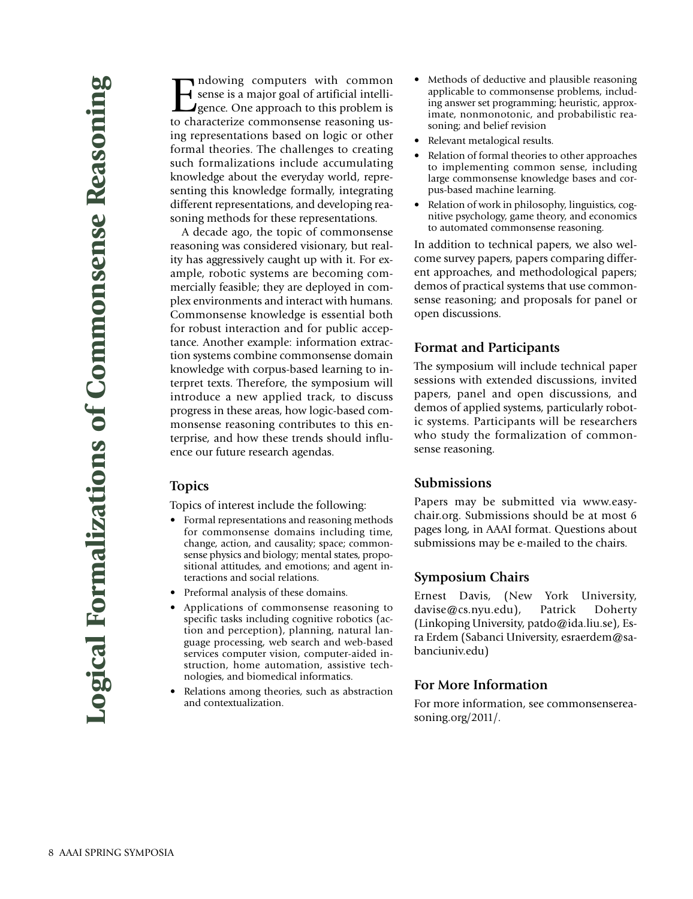# Logical Formalizations of Commonsense Reasoning

Endowing computers with common sense is a major goal of artificial intelligence. One approach to this problem is to characterize commonsense reasoning using representations based on logic or other formal theories. The challenges to creating such formalizations include accumulating knowledge about the everyday world, representing this knowledge formally, integrating different representations, and developing reasoning methods for these representations.

A decade ago, the topic of commonsense reasoning was considered visionary, but reality has aggressively caught up with it. For example, robotic systems are becoming commercially feasible; they are deployed in complex environments and interact with humans. Commonsense knowledge is essential both for robust interaction and for public acceptance. Another example: information extraction systems combine commonsense domain knowledge with corpus-based learning to interpret texts. Therefore, the symposium will introduce a new applied track, to discuss progress in these areas, how logic-based commonsense reasoning contributes to this enterprise, and how these trends should influence our future research agendas.

## Topics

Topics of interest include the following:

- Formal representations and reasoning methods for commonsense domains including time, change, action, and causality; space; commonsense physics and biology; mental states, propositional attitudes, and emotions; and agent interactions and social relations.
- Preformal analysis of these domains.
- Applications of commonsense reasoning to specific tasks including cognitive robotics (action and perception), planning, natural language processing, web search and web-based services computer vision, computer-aided instruction, home automation, assistive technologies, and biomedical informatics.
- Relations among theories, such as abstraction and contextualization.
- Methods of deductive and plausible reasoning applicable to commonsense problems, including answer set programming; heuristic, approximate, nonmonotonic, and probabilistic reasoning; and belief revision
- Relevant metalogical results.
- Relation of formal theories to other approaches to implementing common sense, including large commonsense knowledge bases and corpus-based machine learning.
- Relation of work in philosophy, linguistics, cognitive psychology, game theory, and economics to automated commonsense reasoning.

In addition to technical papers, we also welcome survey papers, papers comparing different approaches, and methodological papers; demos of practical systems that use commonsense reasoning; and proposals for panel or open discussions.

## Format and Participants

The symposium will include technical paper sessions with extended discussions, invited papers, panel and open discussions, and demos of applied systems, particularly robotic systems. Participants will be researchers who study the formalization of commonsense reasoning.

## Submissions

Papers may be submitted via www.easychair.org. Submissions should be at most 6 pages long, in AAAI format. Questions about submissions may be e-mailed to the chairs.

## Symposium Chairs

Ernest Davis, (New York University, davise@cs.nyu.edu), Patrick Doherty (Linkoping University, patdo@ida.liu.se), Esra Erdem (Sabanci University, esraerdem@sabanciuniv.edu)

## For More Information

For more information, see commonsensereasoning.org/2011/.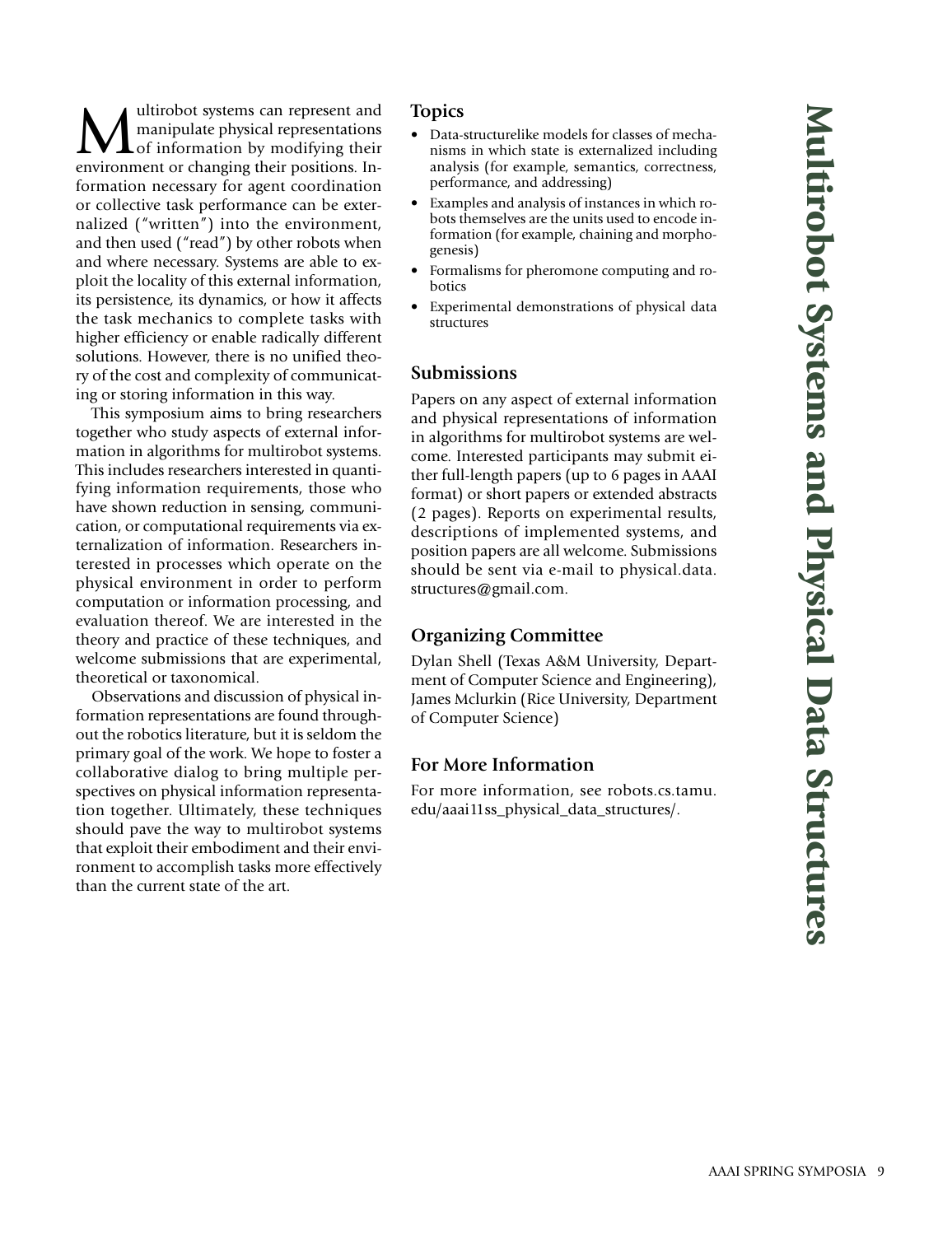# Multirobot Systems and Physical Data Structures

Multirobot systems can represent and manipulate physical representations of information by modifying their environment or changing their positions. Information necessary for agent coordination or collective task performance can be externalized ("written") into the environment, and then used ("read") by other robots when and where necessary. Systems are able to exploit the locality of this external information, its persistence, its dynamics, or how it affects the task mechanics to complete tasks with higher efficiency or enable radically different solutions. However, there is no unified theory of the cost and complexity of communicating or storing information in this way.

This symposium aims to bring researchers together who study aspects of external information in algorithms for multirobot systems. This includes researchers interested in quantifying information requirements, those who have shown reduction in sensing, communication, or computational requirements via externalization of information. Researchers interested in processes which operate on the physical environment in order to perform computation or information processing, and evaluation thereof. We are interested in the theory and practice of these techniques, and welcome submissions that are experimental, theoretical or taxonomical.

Observations and discussion of physical information representations are found throughout the robotics literature, but it is seldom the primary goal of the work. We hope to foster a collaborative dialog to bring multiple perspectives on physical information representation together. Ultimately, these techniques should pave the way to multirobot systems that exploit their embodiment and their environment to accomplish tasks more effectively than the current state of the art.

## Topics

- Data-structurelike models for classes of mechanisms in which state is externalized including analysis (for example, semantics, correctness, performance, and addressing)
- Examples and analysis of instances in which robots themselves are the units used to encode information (for example, chaining and morphogenesis)
- Formalisms for pheromone computing and robotics
- Experimental demonstrations of physical data structures

## Submissions

Papers on any aspect of external information and physical representations of information in algorithms for multirobot systems are welcome. Interested participants may submit either full-length papers (up to 6 pages in AAAI format) or short papers or extended abstracts (2 pages). Reports on experimental results, descriptions of implemented systems, and position papers are all welcome. Submissions should be sent via e-mail to physical.data.structures@gmail.com.

## Organizing Committee

Dylan Shell (Texas A&M University, Department of Computer Science and Engineering), James Mclurkin (Rice University, Department of Computer Science)

## For More Information

For more information, see robots.cs.tamu.edu/aaai11ss_physical_data_structures/.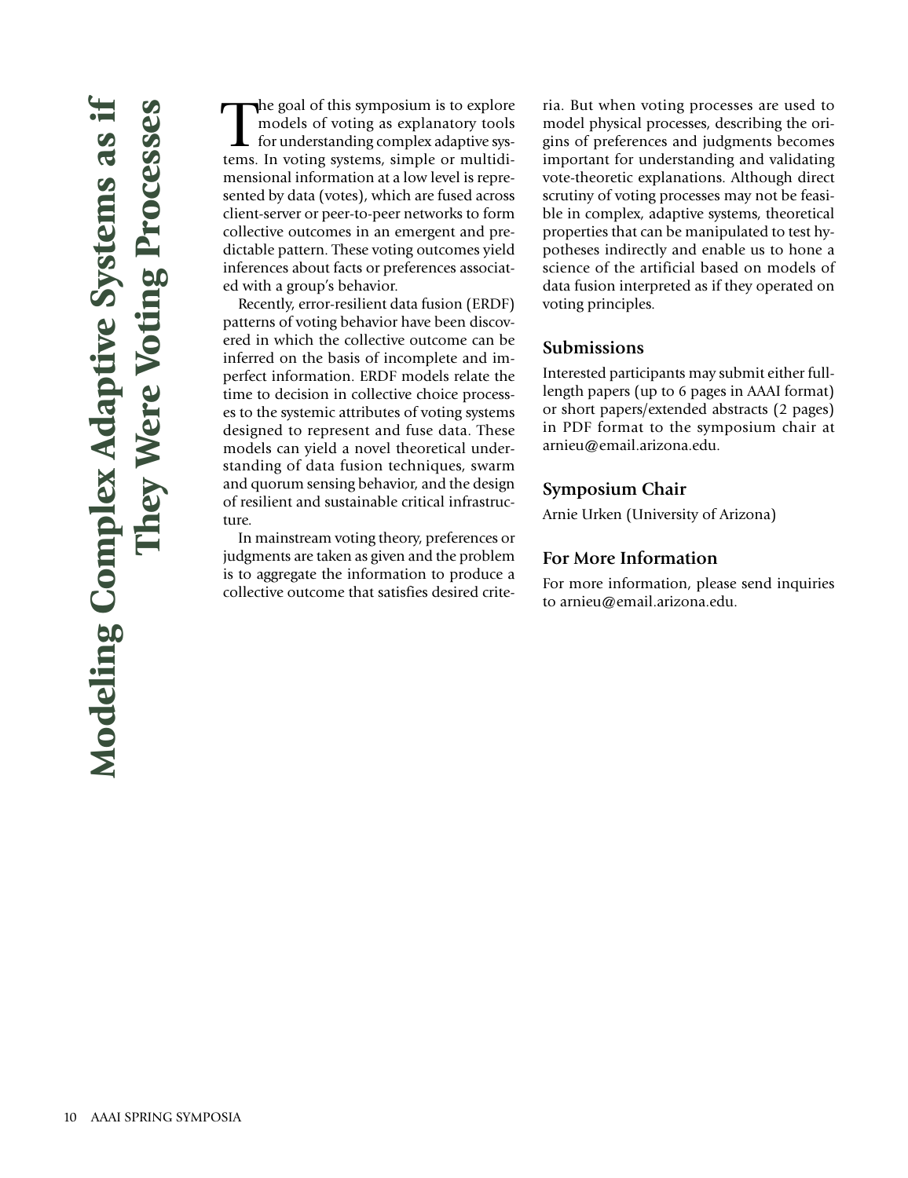# Modeling Complex Adaptive Systems as if They Were Voting Processes

The goal of this symposium is to explore models of voting as explanatory tools for understanding complex adaptive systems. In voting systems, simple or multidimensional information at a low level is represented by data (votes), which are fused across client-server or peer-to-peer networks to form collective outcomes in an emergent and predictable pattern. These voting outcomes yield inferences about facts or preferences associated with a group's behavior.

Recently, error-resilient data fusion (ERDF) patterns of voting behavior have been discovered in which the collective outcome can be inferred on the basis of incomplete and imperfect information. ERDF models relate the time to decision in collective choice processes to the systemic attributes of voting systems designed to represent and fuse data. These models can yield a novel theoretical understanding of data fusion techniques, swarm and quorum sensing behavior, and the design of resilient and sustainable critical infrastructure.

In mainstream voting theory, preferences or judgments are taken as given and the problem is to aggregate the information to produce a collective outcome that satisfies desired criteria. But when voting processes are used to model physical processes, describing the origins of preferences and judgments becomes important for understanding and validating vote-theoretic explanations. Although direct scrutiny of voting processes may not be feasible in complex, adaptive systems, theoretical properties that can be manipulated to test hypotheses indirectly and enable us to hone a science of the artificial based on models of data fusion interpreted as if they operated on voting principles.

## Submissions

Interested participants may submit either full-length papers (up to 6 pages in AAAI format) or short papers/extended abstracts (2 pages) in PDF format to the symposium chair at arnieu@email.arizona.edu.

## Symposium Chair

Arnie Urken (University of Arizona)

## For More Information

For more information, please send inquiries to arnieu@email.arizona.edu.